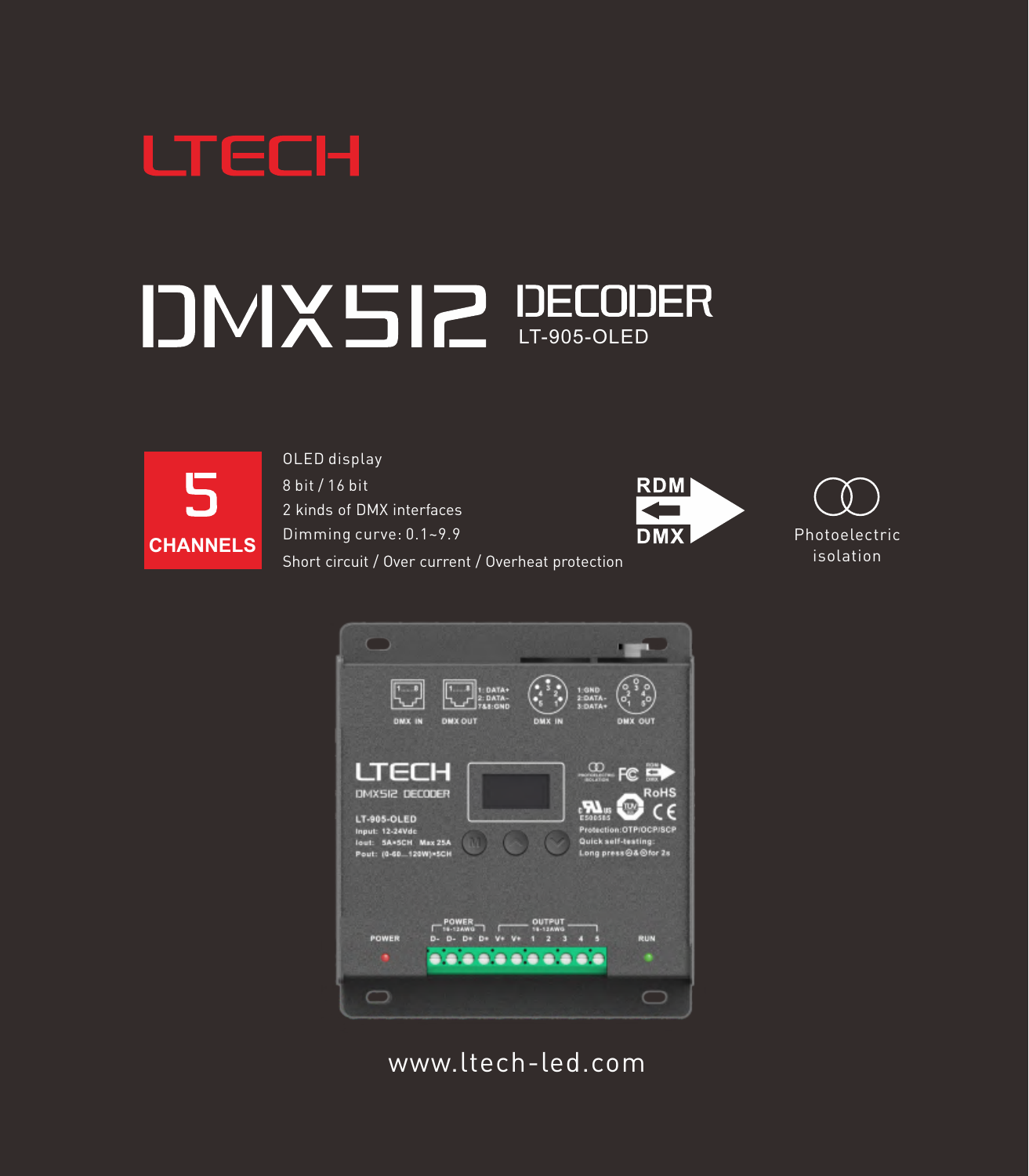# LTECH

# DMX512 DECODER

LT-905-OLED

**5 CHANNELS**

- OLED display
- 8 bit / 16 bit
- 2 kinds of DMX interfaces
- Dimming curve: 0.1~9.9
- Short circuit / Over current / Overheat protection

RDM DMX

Photoelectric isolation

www.ltech-led.com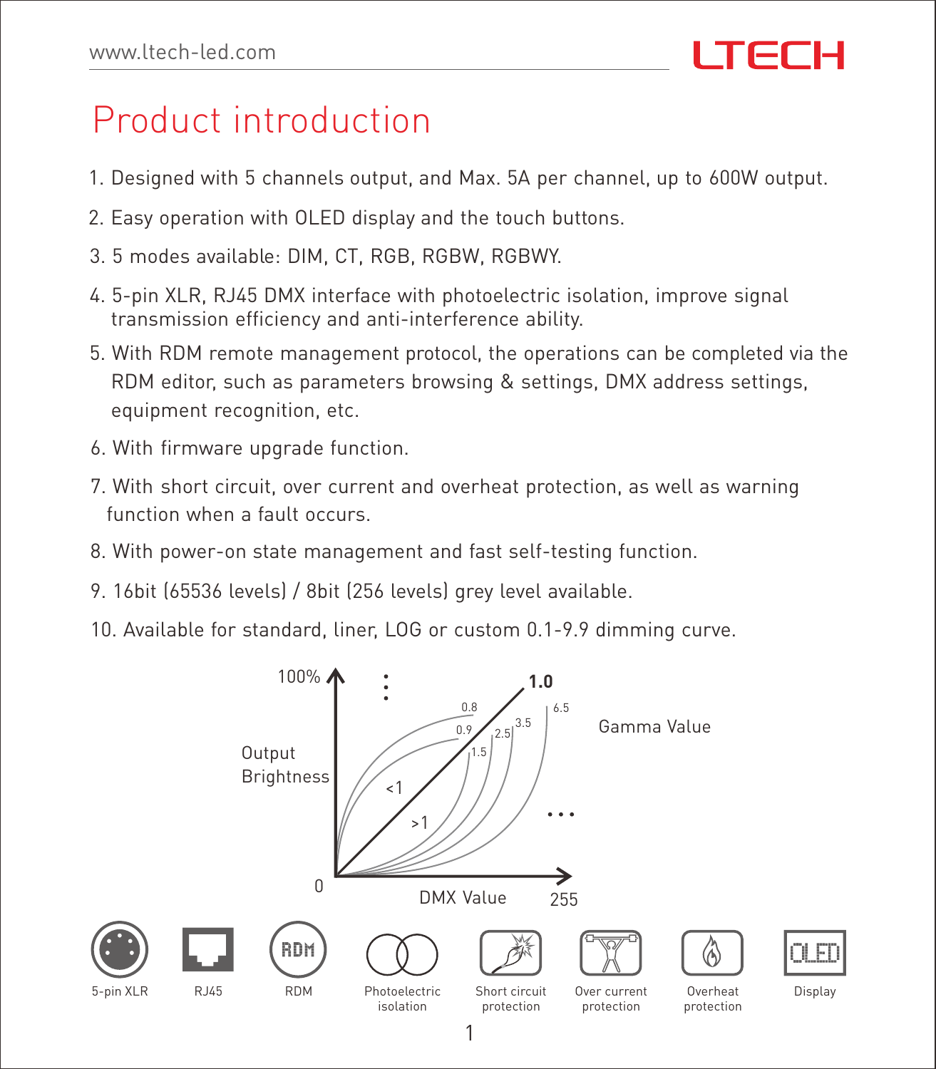# Product introduction

1. Designed with 5 channels output, and Max. 5A per channel, up to 600W output.
2. Easy operation with OLED display and the touch buttons.
3. 5 modes available: DIM, CT, RGB, RGBW, RGBWY.
4. 5-pin XLR, RJ45 DMX interface with photoelectric isolation, improve signal transmission efficiency and anti-interference ability.
5. With RDM remote management protocol, the operations can be completed via the RDM editor, such as parameters browsing & settings, DMX address settings, equipment recognition, etc.
6. With firmware upgrade function.
7. With short circuit, over current and overheat protection, as well as warning function when a fault occurs.
8. With power-on state management and fast self-testing function.
9. 16bit (65536 levels) / 8bit (256 levels) grey level available.
10. Available for standard, liner, LOG or custom 0.1-9.9 dimming curve.

100% · Output Brightness · 0 · DMX Value · 255 · Gamma Value · 1.0 · 0.8 · 0.9 · 1.5 · 2.5 · 3.5 · 6.5 · <1 · >1

5-pin XLR · RJ45 · RDM · Photoelectric isolation · Short circuit protection · Over current protection · Overheat protection · Display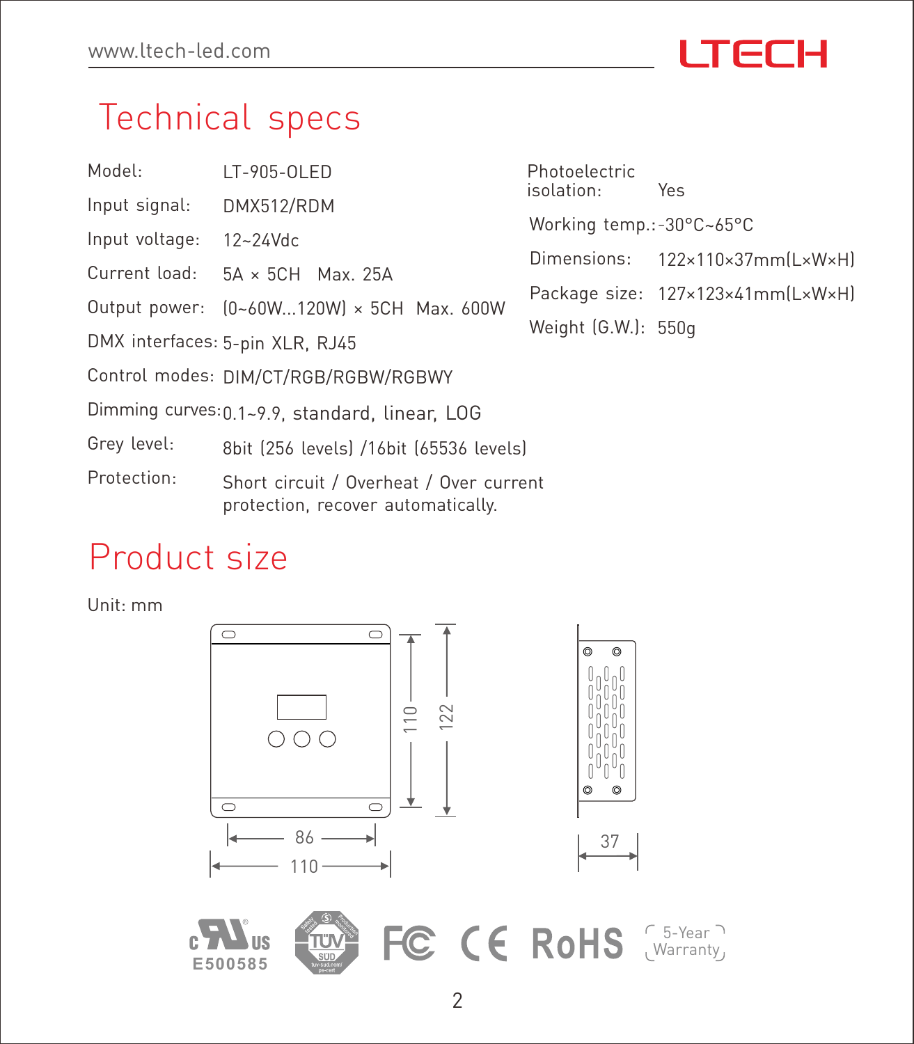# Technical specs

| | |
|---|---|
| Model: | LT-905-OLED |
| Input signal: | DMX512/RDM |
| Input voltage: | 12~24Vdc |
| Current load: | 5A × 5CH Max. 25A |
| Output power: | (0~60W...120W) × 5CH Max. 600W |
| DMX interfaces: | 5-pin XLR, RJ45 |
| Control modes: | DIM/CT/RGB/RGBW/RGBWY |
| Dimming curves: | 0.1~9.9, standard, linear, LOG |
| Grey level: | 8bit (256 levels) /16bit (65536 levels) |
| Protection: | Short circuit / Overheat / Over current protection, recover automatically. |
| Photoelectric isolation: | Yes |
| Working temp.: | -30°C~65°C |
| Dimensions: | 122×110×37mm(L×W×H) |
| Package size: | 127×123×41mm(L×W×H) |
| Weight (G.W.): | 550g |

# Product size

Unit: mm

86
110
110
122
37

c US E500585
TÜV SÜD
FC CE RoHS
5-Year Warranty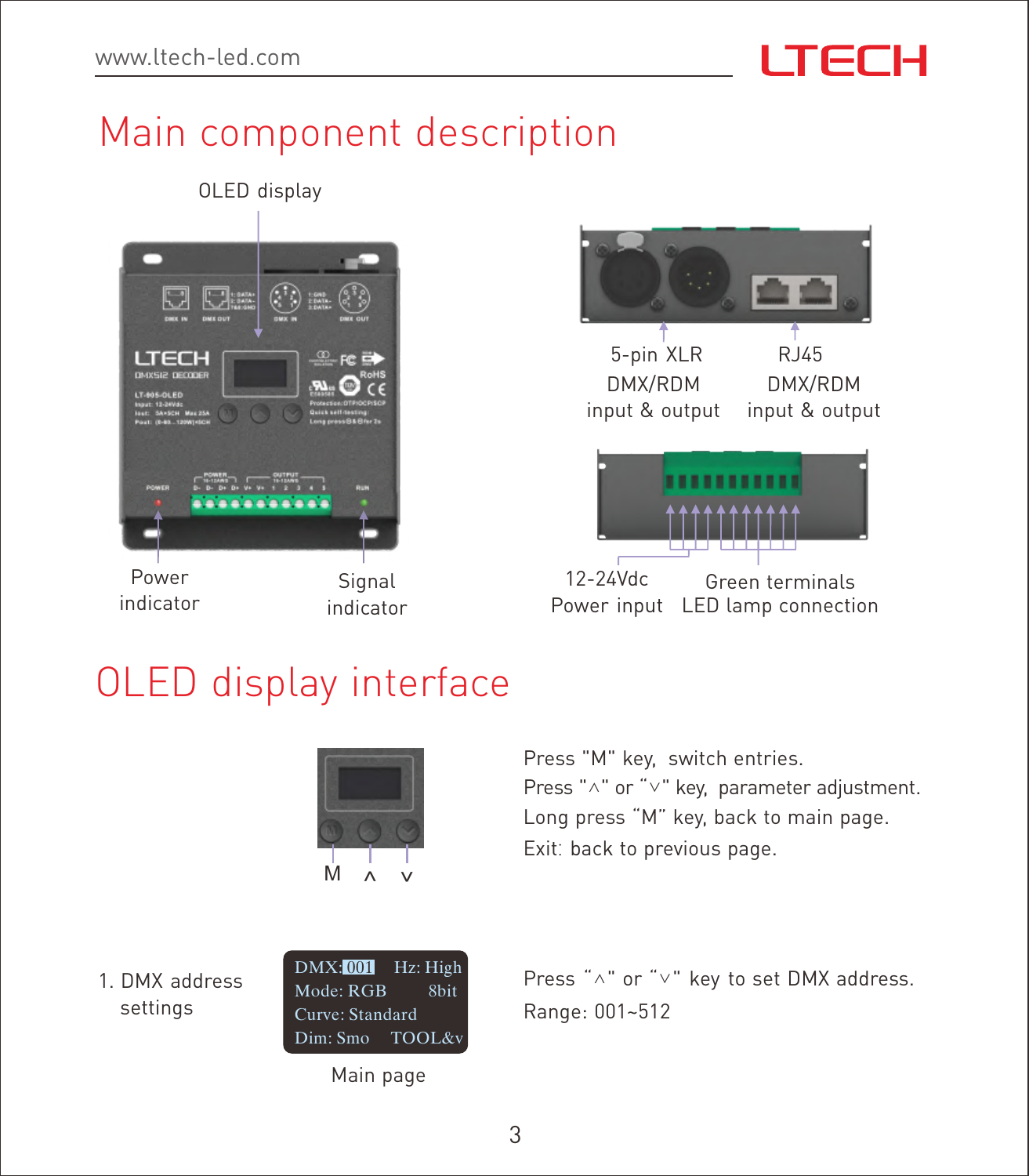# Main component description

OLED display

Power indicator

Signal indicator

5-pin XLR DMX/RDM input & output

RJ45 DMX/RDM input & output

12-24Vdc Power input

Green terminals LED lamp connection

# OLED display interface

M ∧ ∨

Press "M" key, switch entries.
Press "∧" or "∨" key, parameter adjustment.
Long press "M" key, back to main page.
Exit: back to previous page.

1. DMX address settings

```
DMX: 001    Hz: High
Mode: RGB      8bit
Curve: Standard
Dim: Smo    TOOL&v
```

Main page

Press "∧" or "∨" key to set DMX address.
Range: 001~512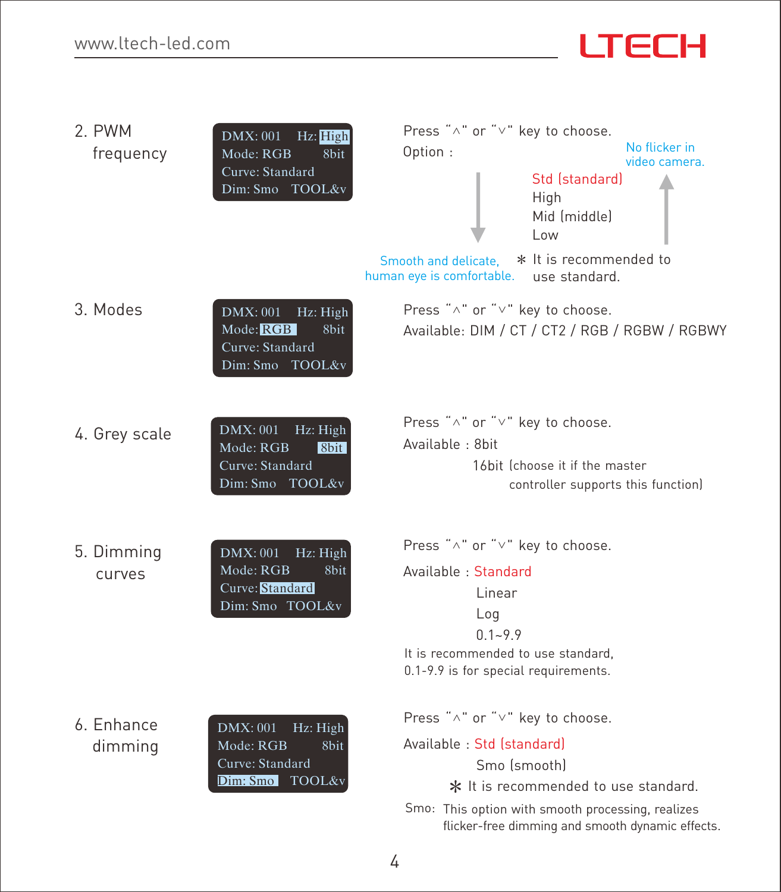## 2. PWM frequency

```
DMX: 001    Hz: High
Mode: RGB        8bit
Curve: Standard
Dim: Smo   TOOL&v
```

Press "∧" or "∨" key to choose.

Option :

- Std (standard)
- High
- Mid (middle)
- Low

No flicker in video camera. (↑)

Smooth and delicate, human eye is comfortable. (↓)

∗ It is recommended to use standard.

## 3. Modes

```
DMX: 001    Hz: High
Mode: RGB        8bit
Curve: Standard
Dim: Smo   TOOL&v
```

Press "∧" or "∨" key to choose.

Available: DIM / CT / CT2 / RGB / RGBW / RGBWY

## 4. Grey scale

```
DMX: 001    Hz: High
Mode: RGB        8bit
Curve: Standard
Dim: Smo   TOOL&v
```

Press "∧" or "∨" key to choose.

Available : 8bit

16bit (choose it if the master controller supports this function)

## 5. Dimming curves

```
DMX: 001    Hz: High
Mode: RGB        8bit
Curve: Standard
Dim: Smo   TOOL&v
```

Press "∧" or "∨" key to choose.

Available : Standard

Linear

Log

0.1~9.9

It is recommended to use standard, 0.1-9.9 is for special requirements.

## 6. Enhance dimming

```
DMX: 001    Hz: High
Mode: RGB        8bit
Curve: Standard
Dim: Smo   TOOL&v
```

Press "∧" or "∨" key to choose.

Available : Std (standard)

Smo (smooth)

∗ It is recommended to use standard.

Smo: This option with smooth processing, realizes flicker-free dimming and smooth dynamic effects.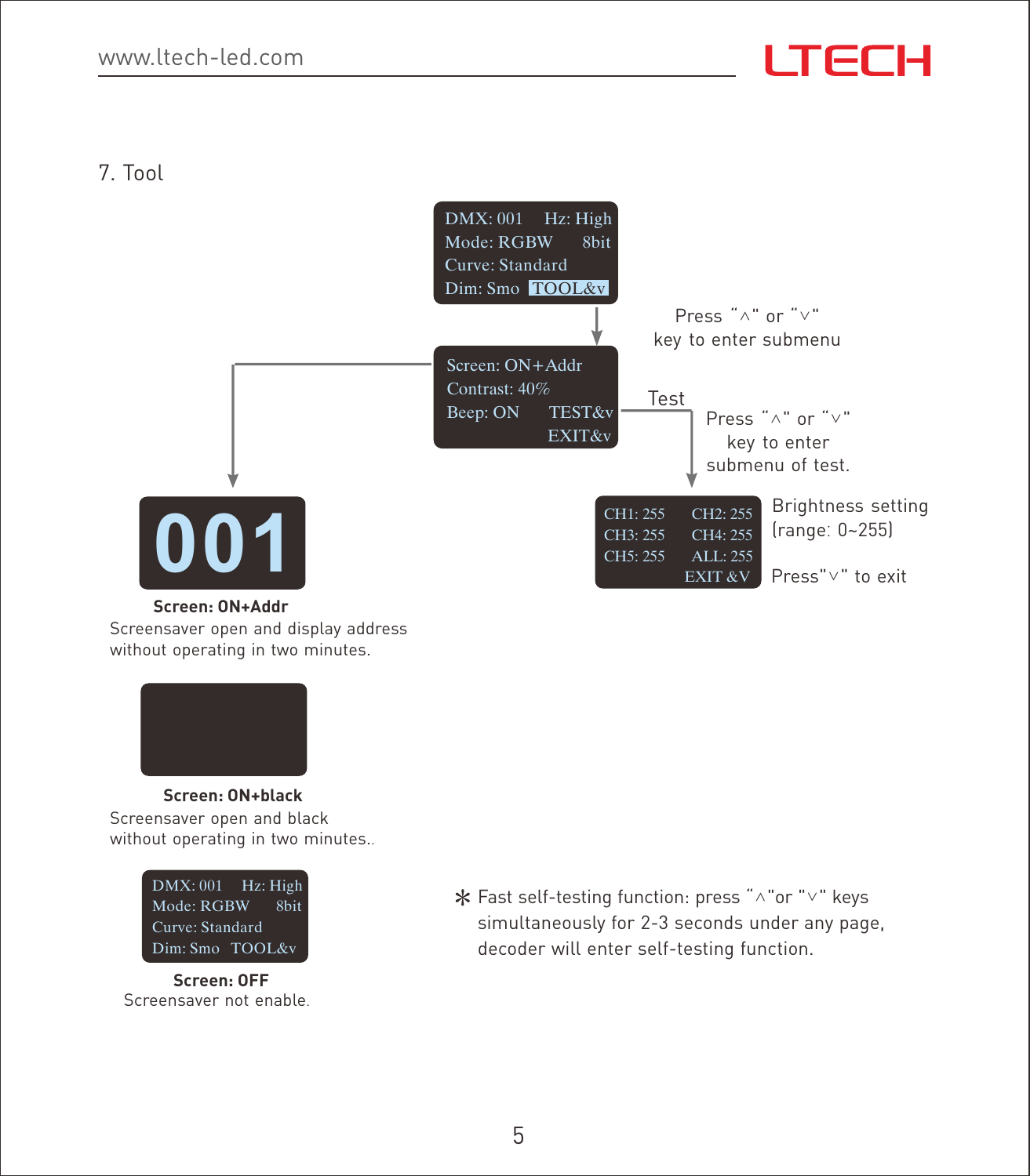## 7. Tool

DMX: 001 Hz: High
Mode: RGBW 8bit
Curve: Standard
Dim: Smo TOOL&v

Press "∧" or "∨" key to enter submenu

Screen: ON+Addr
Contrast: 40%
Beep: ON TEST&v
EXIT&v

Test

Press "∧" or "∨" key to enter submenu of test.

CH1: 255 CH2: 255
CH3: 255 CH4: 255
CH5: 255 ALL: 255
EXIT &V

Brightness setting (range: 0~255)

Press"∨" to exit

001

**Screen: ON+Addr**
Screensaver open and display address without operating in two minutes.

**Screen: ON+black**
Screensaver open and black without operating in two minutes..

DMX: 001 Hz: High
Mode: RGBW 8bit
Curve: Standard
Dim: Smo TOOL&v

**Screen: OFF**
Screensaver not enable.

* Fast self-testing function: press "∧"or "∨" keys simultaneously for 2-3 seconds under any page, decoder will enter self-testing function.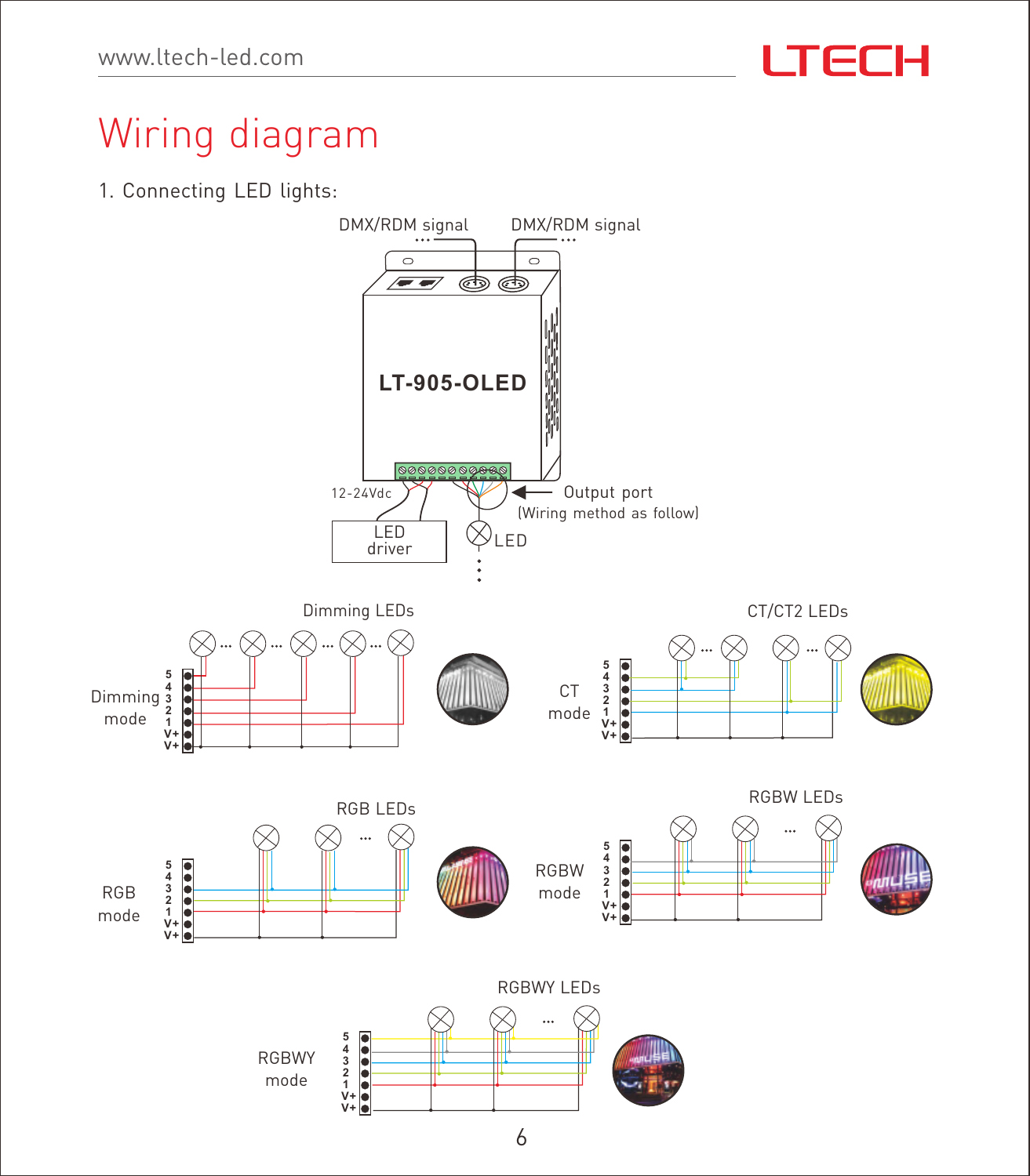# Wiring diagram

1. Connecting LED lights:

DMX/RDM signal

DMX/RDM signal

LT-905-OLED

12-24Vdc

LED driver

Output port (Wiring method as follow)

LED

Dimming LEDs

Dimming mode

5 4 3 2 1 V+ V+

CT/CT2 LEDs

CT mode

5 4 3 2 1 V+ V+

RGB LEDs

RGB mode

5 4 3 2 1 V+ V+

RGBW LEDs

RGBW mode

5 4 3 2 1 V+ V+

RGBWY LEDs

RGBWY mode

5 4 3 2 1 V+ V+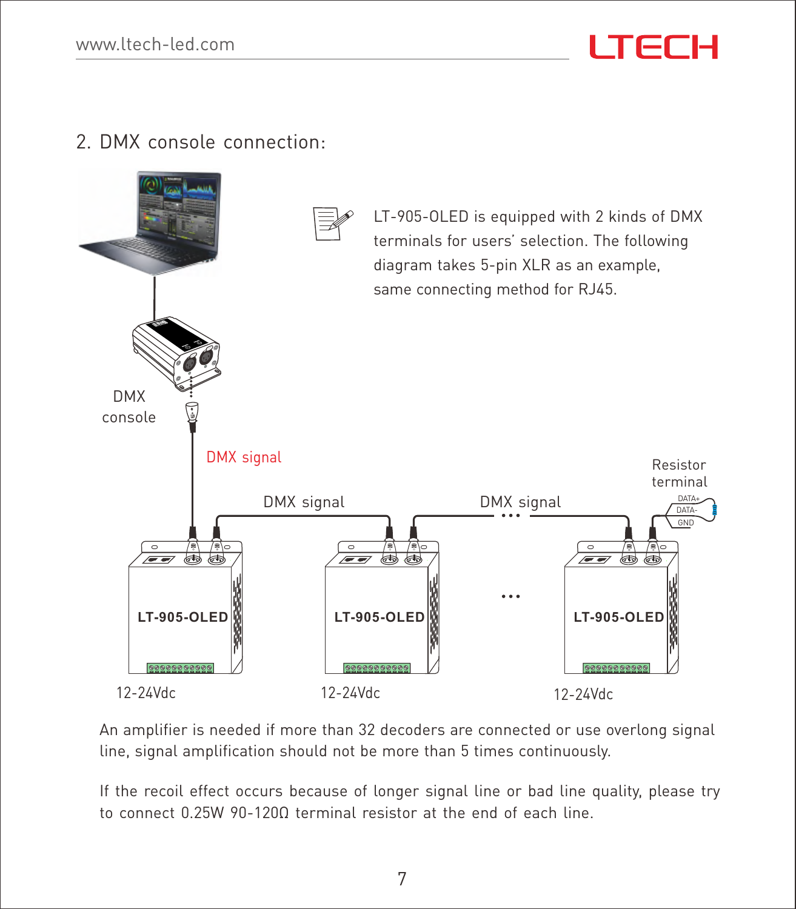## 2. DMX console connection:

LT-905-OLED is equipped with 2 kinds of DMX terminals for users' selection. The following diagram takes 5-pin XLR as an example, same connecting method for RJ45.

DMX console

DMX signal

DMX signal

DMX signal

Resistor terminal

DATA+

DATA-

GND

LT-905-OLED

LT-905-OLED

LT-905-OLED

12-24Vdc

12-24Vdc

12-24Vdc

An amplifier is needed if more than 32 decoders are connected or use overlong signal line, signal amplification should not be more than 5 times continuously.

If the recoil effect occurs because of longer signal line or bad line quality, please try to connect 0.25W 90-120Ω terminal resistor at the end of each line.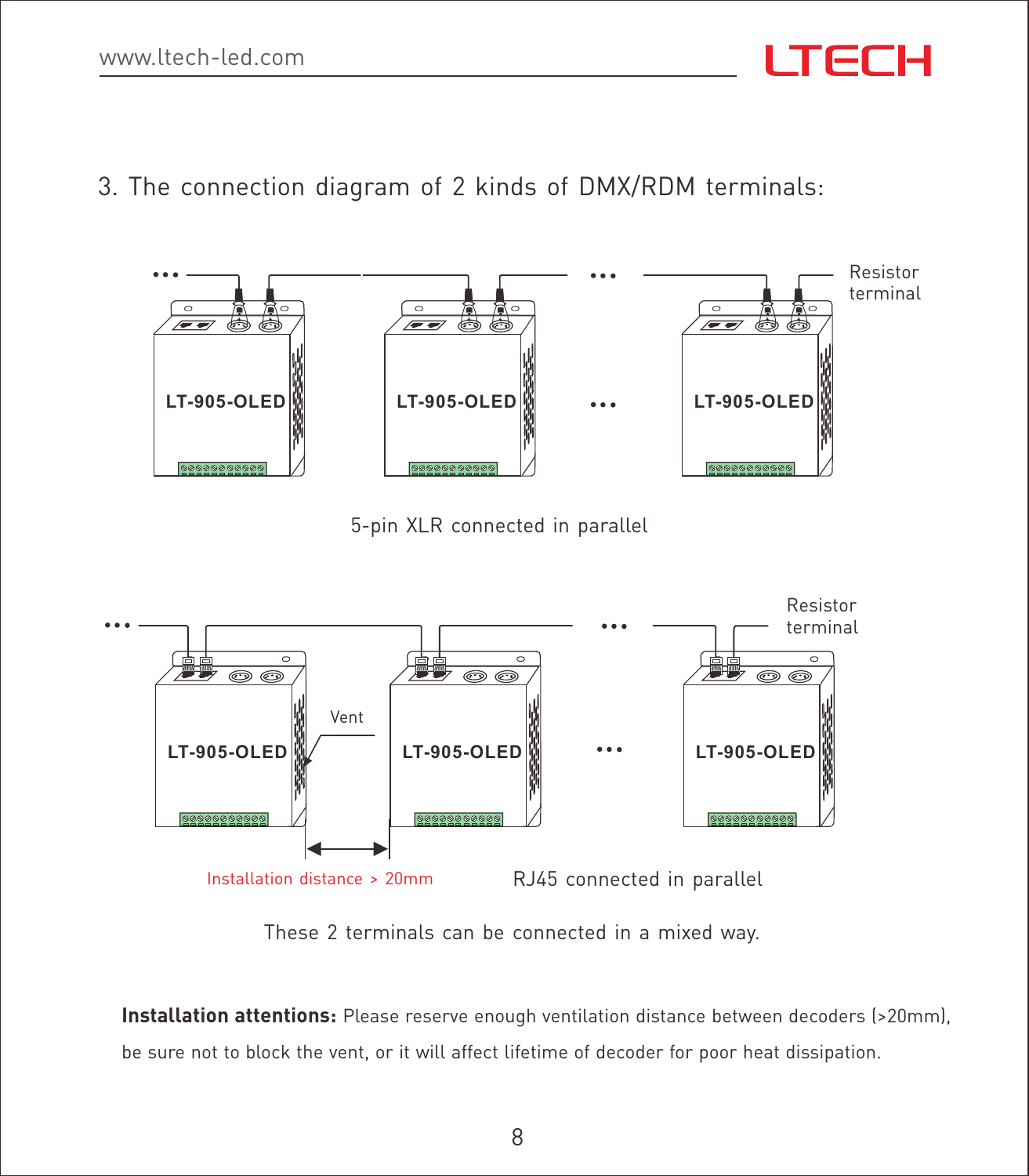## 3. The connection diagram of 2 kinds of DMX/RDM terminals:

Resistor terminal

LT-905-OLED LT-905-OLED LT-905-OLED

5-pin XLR connected in parallel

Resistor terminal

Vent

LT-905-OLED LT-905-OLED LT-905-OLED

Installation distance > 20mm

RJ45 connected in parallel

These 2 terminals can be connected in a mixed way.

**Installation attentions:** Please reserve enough ventilation distance between decoders (>20mm), be sure not to block the vent, or it will affect lifetime of decoder for poor heat dissipation.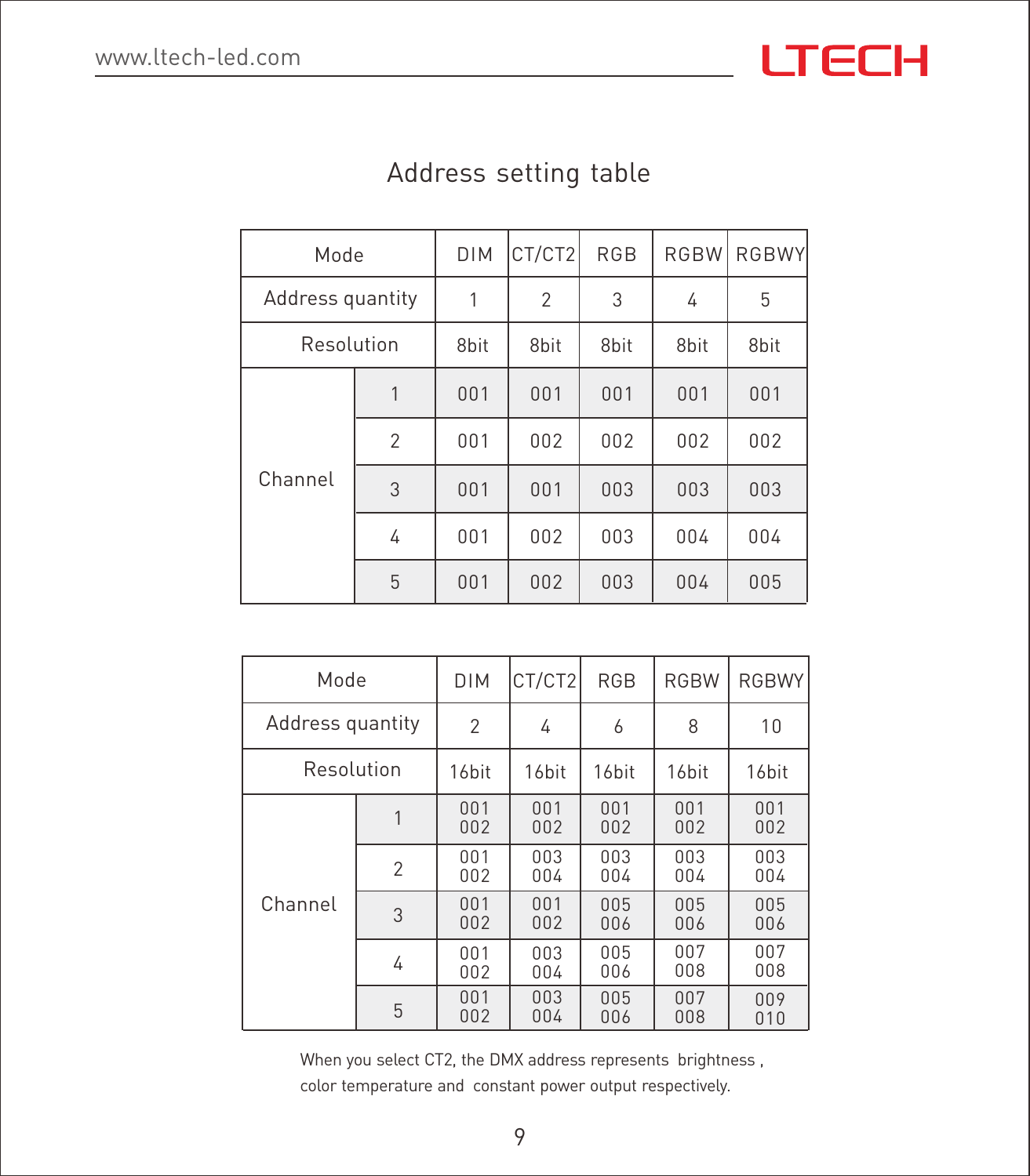## Address setting table

| Mode | | DIM | CT/CT2 | RGB | RGBW | RGBWY |
|---|---|---|---|---|---|---|
| Address quantity | | 1 | 2 | 3 | 4 | 5 |
| Resolution | | 8bit | 8bit | 8bit | 8bit | 8bit |
| Channel | 1 | 001 | 001 | 001 | 001 | 001 |
| | 2 | 001 | 002 | 002 | 002 | 002 |
| | 3 | 001 | 001 | 003 | 003 | 003 |
| | 4 | 001 | 002 | 003 | 004 | 004 |
| | 5 | 001 | 002 | 003 | 004 | 005 |

| Mode | | DIM | CT/CT2 | RGB | RGBW | RGBWY |
|---|---|---|---|---|---|---|
| Address quantity | | 2 | 4 | 6 | 8 | 10 |
| Resolution | | 16bit | 16bit | 16bit | 16bit | 16bit |
| Channel | 1 | 001 002 | 001 002 | 001 002 | 001 002 | 001 002 |
| | 2 | 001 002 | 003 004 | 003 004 | 003 004 | 003 004 |
| | 3 | 001 002 | 001 002 | 005 006 | 005 006 | 005 006 |
| | 4 | 001 002 | 003 004 | 005 006 | 007 008 | 007 008 |
| | 5 | 001 002 | 003 004 | 005 006 | 007 008 | 009 010 |

When you select CT2, the DMX address represents brightness , color temperature and constant power output respectively.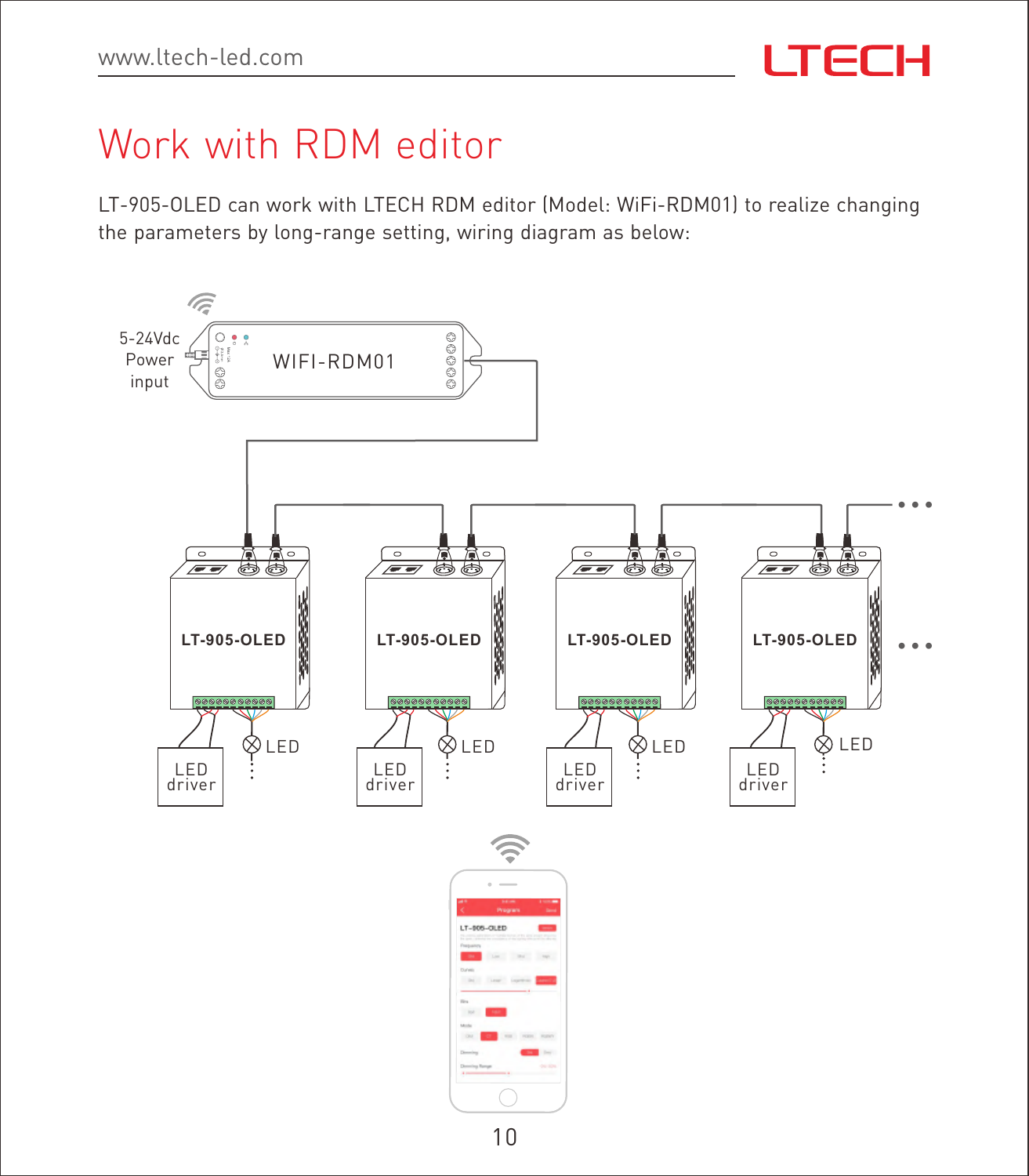# Work with RDM editor

LT-905-OLED can work with LTECH RDM editor (Model: WiFi-RDM01) to realize changing the parameters by long-range setting, wiring diagram as below:

5-24Vdc Power input

WIFI-RDM01

LT-905-OLED

LT-905-OLED

LT-905-OLED

LT-905-OLED

LED driver

LED

LED driver

LED

LED driver

LED

LED driver

LED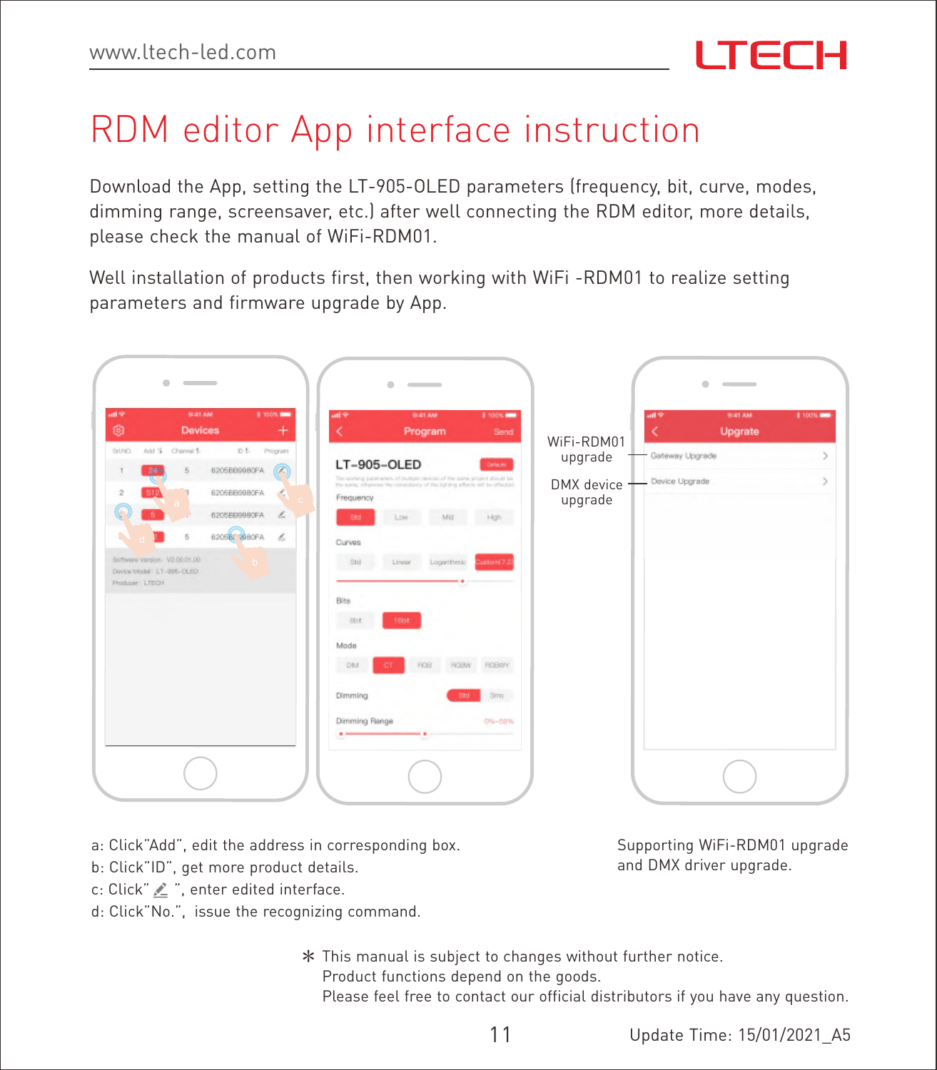# RDM editor App interface instruction

Download the App, setting the LT-905-OLED parameters (frequency, bit, curve, modes, dimming range, screensaver, etc.) after well connecting the RDM editor, more details, please check the manual of WiFi-RDM01.

Well installation of products first, then working with WiFi -RDM01 to realize setting parameters and firmware upgrade by App.

WiFi-RDM01 upgrade

DMX device upgrade

a: Click"Add", edit the address in corresponding box.
b: Click"ID", get more product details.
c: Click" ✎ ", enter edited interface.
d: Click"No.", issue the recognizing command.

Supporting WiFi-RDM01 upgrade and DMX driver upgrade.

* This manual is subject to changes without further notice.
Product functions depend on the goods.
Please feel free to contact our official distributors if you have any question.

Update Time: 15/01/2021_A5